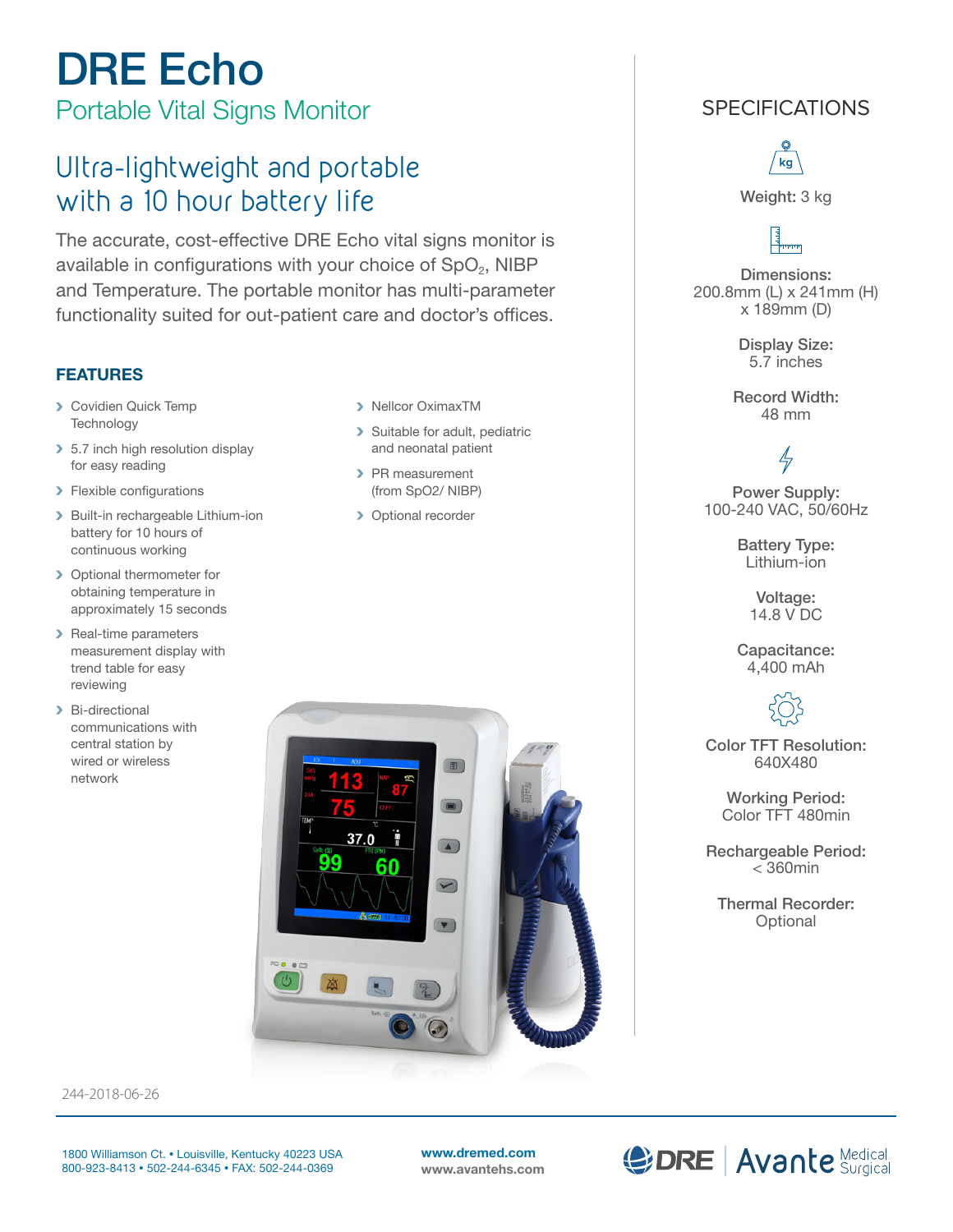# DRE Echo

## Portable Vital Signs Monitor

## Ultra-lightweight and portable with a 10 hour battery life

The accurate, cost-effective DRE Echo vital signs monitor is available in configurations with your choice of $SpO_2$, NIBP and Temperature. The portable monitor has multi-parameter functionality suited for out-patient care and doctor's offices.

### FEATURES

- Covidien Quick Temp Technology
- 5.7 inch high resolution display for easy reading
- Flexible configurations
- Built-in rechargeable Lithium-ion battery for 10 hours of continuous working
- Optional thermometer for obtaining temperature in approximately 15 seconds
- Real-time parameters measurement display with trend table for easy reviewing
- Bi-directional communications with central station by wired or wireless network
- Nellcor OximaxTM
- Suitable for adult, pediatric and neonatal patient
- PR measurement (from SpO2/ NIBP)
- Optional recorder

244-2018-06-26

## SPECIFICATIONS

**Weight:** 3 kg

**Dimensions:**
200.8mm (L) x 241mm (H) x 189mm (D)

**Display Size:**
5.7 inches

**Record Width:**
48 mm

**Power Supply:**
100-240 VAC, 50/60Hz

**Battery Type:**
Lithium-ion

**Voltage:**
14.8 V DC

**Capacitance:**
4,400 mAh

**Color TFT Resolution:**
640X480

**Working Period:**
Color TFT 480min

**Rechargeable Period:**
< 360min

**Thermal Recorder:**
Optional

1800 Williamson Ct. • Louisville, Kentucky 40223 USA
800-923-8413 • 502-244-6345 • FAX: 502-244-0369

**www.dremed.com**
**www.avantehs.com**

DRE | Avante Medical Surgical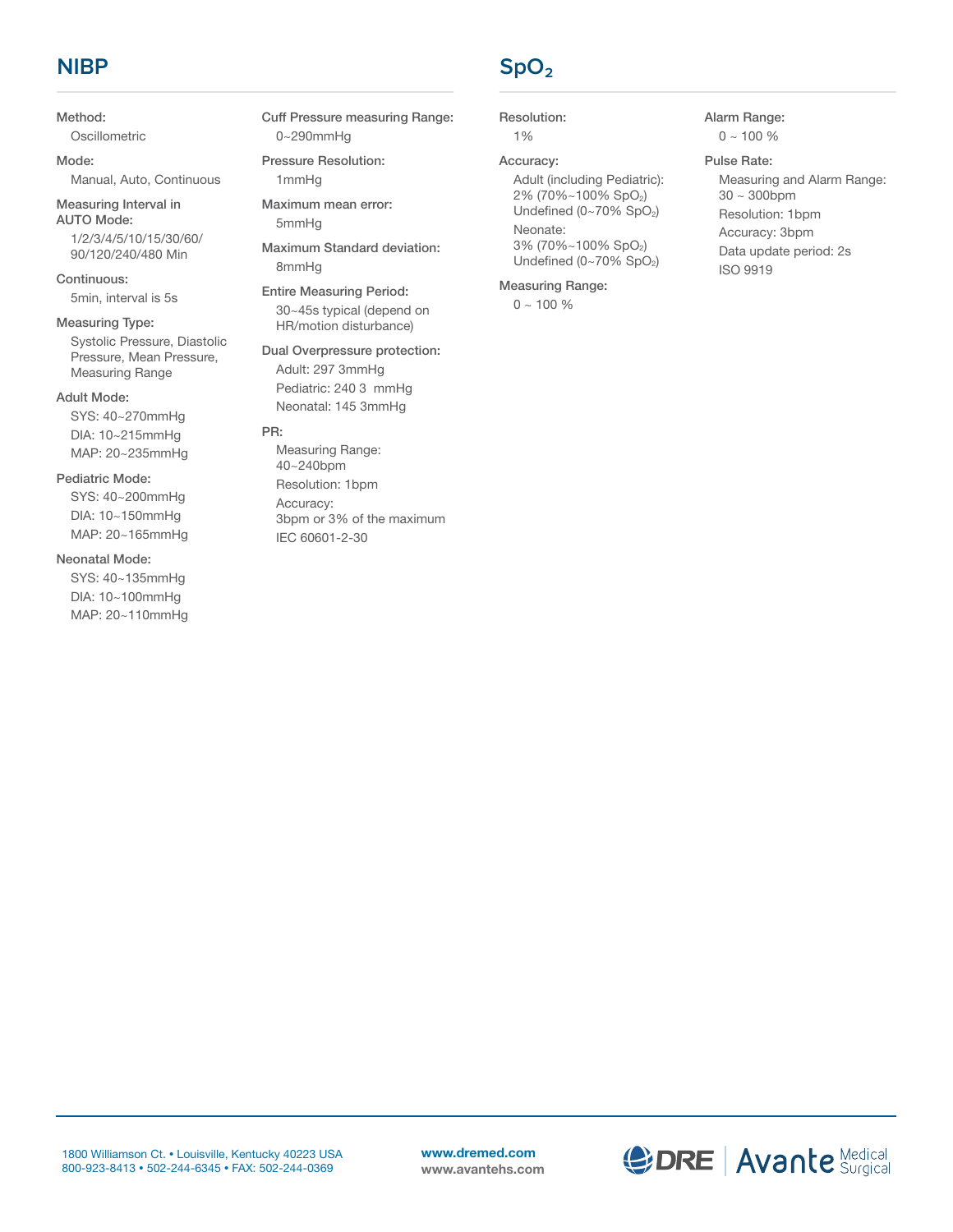## NIBP

**Method:**
Oscillometric

**Mode:**
Manual, Auto, Continuous

**Measuring Interval in AUTO Mode:**
1/2/3/4/5/10/15/30/60/90/120/240/480 Min

**Continuous:**
5min, interval is 5s

**Measuring Type:**
Systolic Pressure, Diastolic Pressure, Mean Pressure, Measuring Range

**Adult Mode:**
SYS: 40~270mmHg
DIA: 10~215mmHg
MAP: 20~235mmHg

**Pediatric Mode:**
SYS: 40~200mmHg
DIA: 10~150mmHg
MAP: 20~165mmHg

**Neonatal Mode:**
SYS: 40~135mmHg
DIA: 10~100mmHg
MAP: 20~110mmHg

**Cuff Pressure measuring Range:**
0~290mmHg

**Pressure Resolution:**
1mmHg

**Maximum mean error:**
5mmHg

**Maximum Standard deviation:**
8mmHg

**Entire Measuring Period:**
30~45s typical (depend on HR/motion disturbance)

**Dual Overpressure protection:**
Adult: 297 3mmHg
Pediatric: 240 3 mmHg
Neonatal: 145 3mmHg

**PR:**
Measuring Range:
40~240bpm
Resolution: 1bpm
Accuracy:
3bpm or 3% of the maximum
IEC 60601-2-30

## $SpO_2$

**Resolution:**
1%

**Accuracy:**
Adult (including Pediatric):
2% (70%~100% $SpO_2$)
Undefined (0~70% $SpO_2$)
Neonate:
3% (70%~100% $SpO_2$)
Undefined (0~70% $SpO_2$)

**Measuring Range:**
0 ~ 100 %

**Alarm Range:**
0 ~ 100 %

**Pulse Rate:**
Measuring and Alarm Range:
30 ~ 300bpm
Resolution: 1bpm
Accuracy: 3bpm
Data update period: 2s
ISO 9919

1800 Williamson Ct. • Louisville, Kentucky 40223 USA
800-923-8413 • 502-244-6345 • FAX: 502-244-0369

www.dremed.com
www.avantehs.com

DRE | Avante Medical Surgical